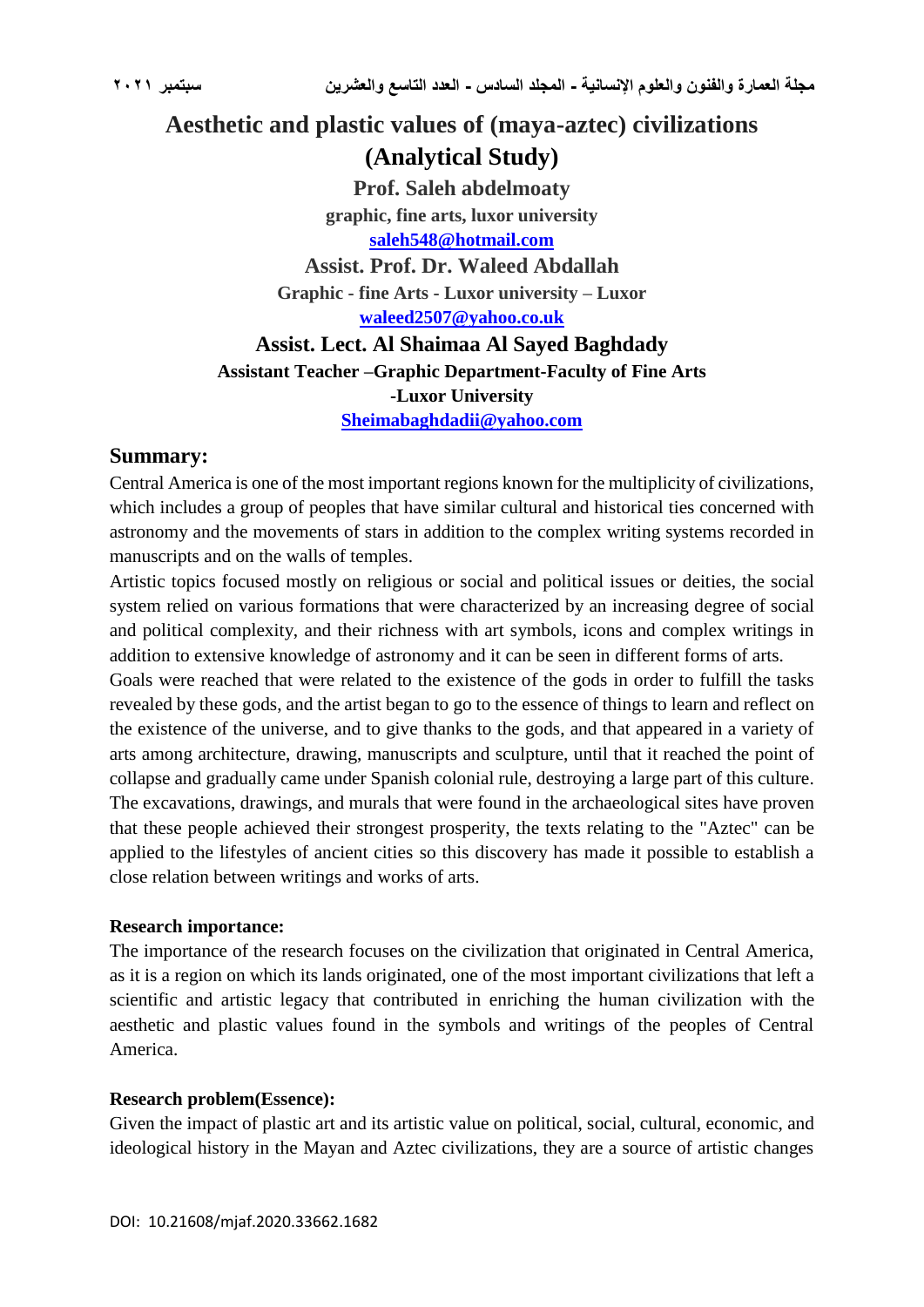# Aesthetic and plastic values of (maya-aztec) civilizations (Analytical Study)

**Prof. Saleh abdelmoaty**
**graphic, fine arts, luxor university**
**saleh548@hotmail.com**

**Assist. Prof. Dr. Waleed Abdallah**
**Graphic - fine Arts - Luxor university – Luxor**
**waleed2507@yahoo.co.uk**

**Assist. Lect. Al Shaimaa Al Sayed Baghdady**
**Assistant Teacher –Graphic Department-Faculty of Fine Arts -Luxor University**
**Sheimabaghdadii@yahoo.com**

## Summary:

Central America is one of the most important regions known for the multiplicity of civilizations, which includes a group of peoples that have similar cultural and historical ties concerned with astronomy and the movements of stars in addition to the complex writing systems recorded in manuscripts and on the walls of temples.

Artistic topics focused mostly on religious or social and political issues or deities, the social system relied on various formations that were characterized by an increasing degree of social and political complexity, and their richness with art symbols, icons and complex writings in addition to extensive knowledge of astronomy and it can be seen in different forms of arts.

Goals were reached that were related to the existence of the gods in order to fulfill the tasks revealed by these gods, and the artist began to go to the essence of things to learn and reflect on the existence of the universe, and to give thanks to the gods, and that appeared in a variety of arts among architecture, drawing, manuscripts and sculpture, until that it reached the point of collapse and gradually came under Spanish colonial rule, destroying a large part of this culture. The excavations, drawings, and murals that were found in the archaeological sites have proven that these people achieved their strongest prosperity, the texts relating to the "Aztec" can be applied to the lifestyles of ancient cities so this discovery has made it possible to establish a close relation between writings and works of arts.

**Research importance:**

The importance of the research focuses on the civilization that originated in Central America, as it is a region on which its lands originated, one of the most important civilizations that left a scientific and artistic legacy that contributed in enriching the human civilization with the aesthetic and plastic values found in the symbols and writings of the peoples of Central America.

**Research problem(Essence):**

Given the impact of plastic art and its artistic value on political, social, cultural, economic, and ideological history in the Mayan and Aztec civilizations, they are a source of artistic changes

DOI: 10.21608/mjaf.2020.33662.1682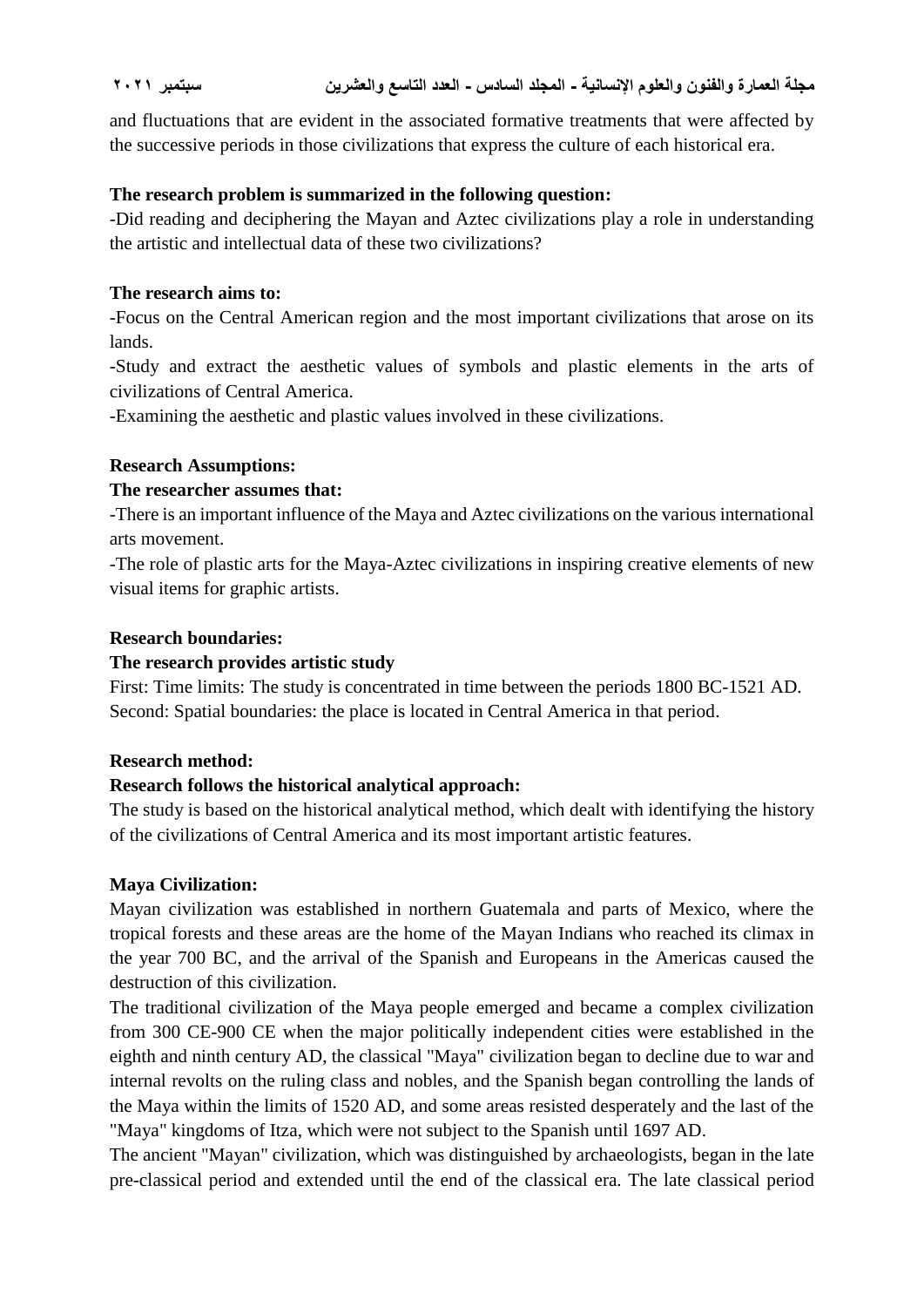and fluctuations that are evident in the associated formative treatments that were affected by the successive periods in those civilizations that express the culture of each historical era.

**The research problem is summarized in the following question:**

-Did reading and deciphering the Mayan and Aztec civilizations play a role in understanding the artistic and intellectual data of these two civilizations?

**The research aims to:**

-Focus on the Central American region and the most important civilizations that arose on its lands.

-Study and extract the aesthetic values of symbols and plastic elements in the arts of civilizations of Central America.

-Examining the aesthetic and plastic values involved in these civilizations.

**Research Assumptions:**

**The researcher assumes that:**

-There is an important influence of the Maya and Aztec civilizations on the various international arts movement.

-The role of plastic arts for the Maya-Aztec civilizations in inspiring creative elements of new visual items for graphic artists.

**Research boundaries:**

**The research provides artistic study**

First: Time limits: The study is concentrated in time between the periods 1800 BC-1521 AD.
Second: Spatial boundaries: the place is located in Central America in that period.

**Research method:**

**Research follows the historical analytical approach:**

The study is based on the historical analytical method, which dealt with identifying the history of the civilizations of Central America and its most important artistic features.

**Maya Civilization:**

Mayan civilization was established in northern Guatemala and parts of Mexico, where the tropical forests and these areas are the home of the Mayan Indians who reached its climax in the year 700 BC, and the arrival of the Spanish and Europeans in the Americas caused the destruction of this civilization.

The traditional civilization of the Maya people emerged and became a complex civilization from 300 CE-900 CE when the major politically independent cities were established in the eighth and ninth century AD, the classical "Maya" civilization began to decline due to war and internal revolts on the ruling class and nobles, and the Spanish began controlling the lands of the Maya within the limits of 1520 AD, and some areas resisted desperately and the last of the "Maya" kingdoms of Itza, which were not subject to the Spanish until 1697 AD.

The ancient "Mayan" civilization, which was distinguished by archaeologists, began in the late pre-classical period and extended until the end of the classical era. The late classical period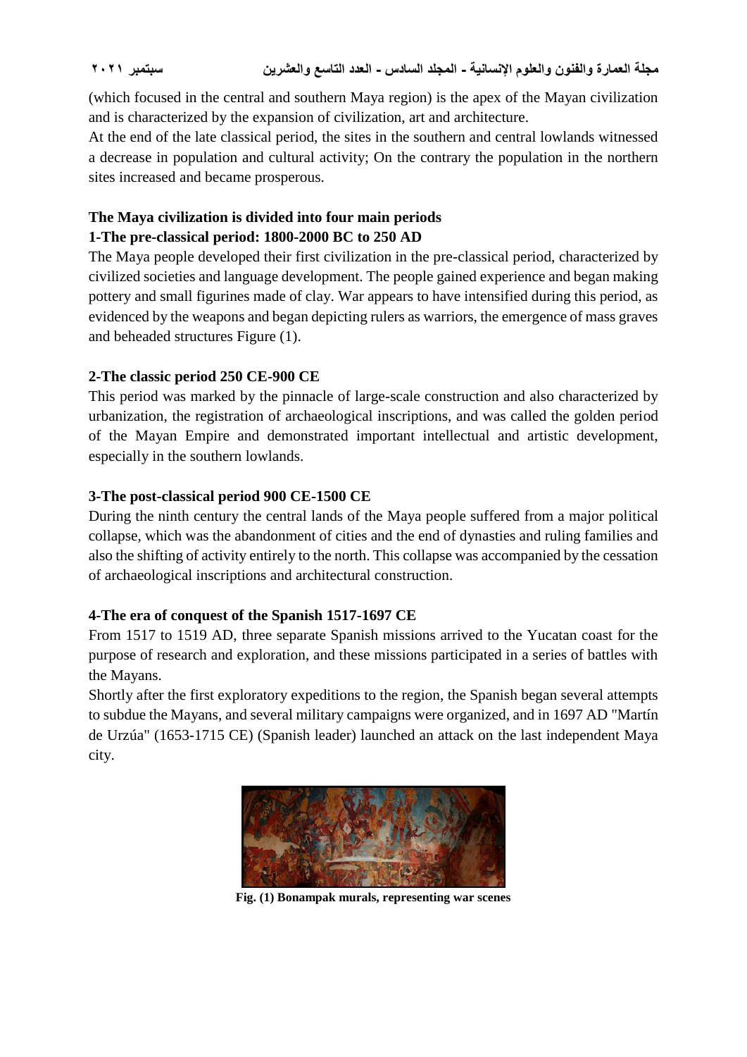(which focused in the central and southern Maya region) is the apex of the Mayan civilization and is characterized by the expansion of civilization, art and architecture.

At the end of the late classical period, the sites in the southern and central lowlands witnessed a decrease in population and cultural activity; On the contrary the population in the northern sites increased and became prosperous.

**The Maya civilization is divided into four main periods**

**1-The pre-classical period: 1800-2000 BC to 250 AD**

The Maya people developed their first civilization in the pre-classical period, characterized by civilized societies and language development. The people gained experience and began making pottery and small figurines made of clay. War appears to have intensified during this period, as evidenced by the weapons and began depicting rulers as warriors, the emergence of mass graves and beheaded structures Figure (1).

**2-The classic period 250 CE-900 CE**

This period was marked by the pinnacle of large-scale construction and also characterized by urbanization, the registration of archaeological inscriptions, and was called the golden period of the Mayan Empire and demonstrated important intellectual and artistic development, especially in the southern lowlands.

**3-The post-classical period 900 CE-1500 CE**

During the ninth century the central lands of the Maya people suffered from a major political collapse, which was the abandonment of cities and the end of dynasties and ruling families and also the shifting of activity entirely to the north. This collapse was accompanied by the cessation of archaeological inscriptions and architectural construction.

**4-The era of conquest of the Spanish 1517-1697 CE**

From 1517 to 1519 AD, three separate Spanish missions arrived to the Yucatan coast for the purpose of research and exploration, and these missions participated in a series of battles with the Mayans.

Shortly after the first exploratory expeditions to the region, the Spanish began several attempts to subdue the Mayans, and several military campaigns were organized, and in 1697 AD "Martín de Urzúa" (1653-1715 CE) (Spanish leader) launched an attack on the last independent Maya city.

**Fig. (1) Bonampak murals, representing war scenes**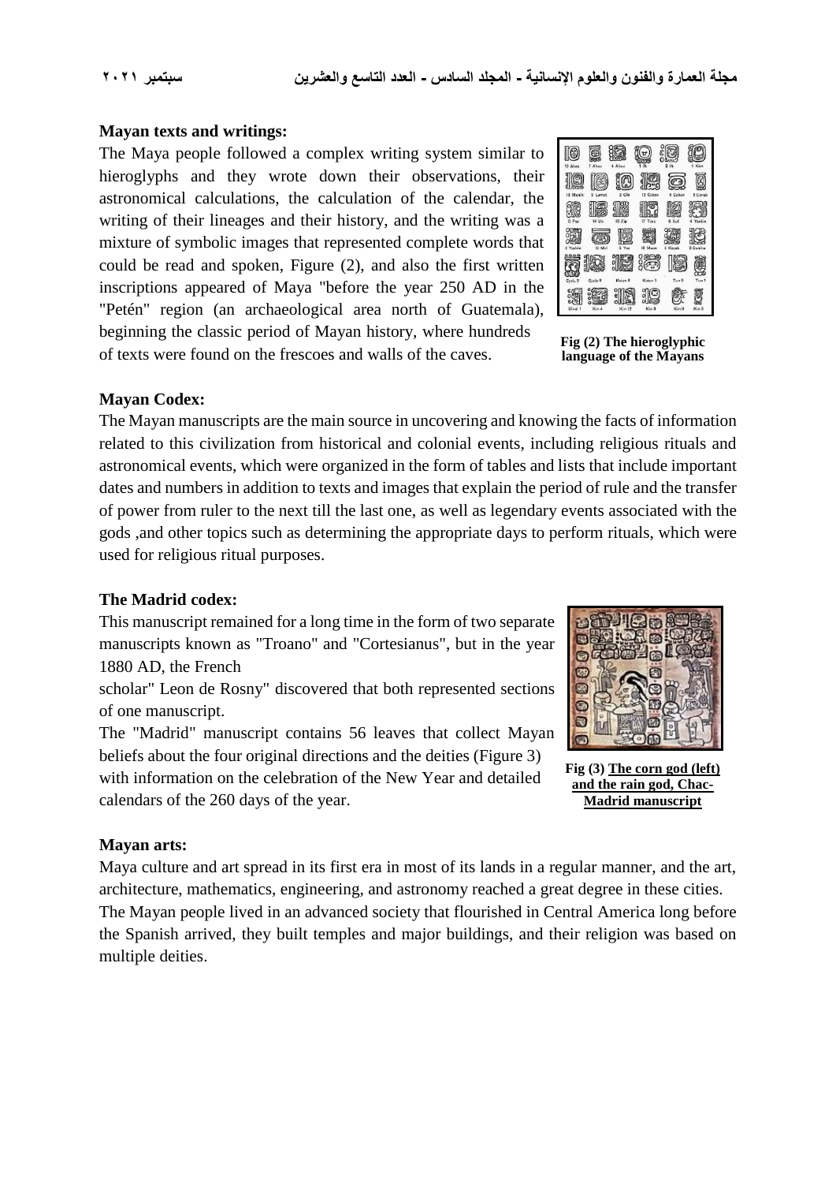**Mayan texts and writings:**

The Maya people followed a complex writing system similar to hieroglyphs and they wrote down their observations, their astronomical calculations, the calculation of the calendar, the writing of their lineages and their history, and the writing was a mixture of symbolic images that represented complete words that could be read and spoken, Figure (2), and also the first written inscriptions appeared of Maya "before the year 250 AD in the "Petén" region (an archaeological area north of Guatemala), beginning the classic period of Mayan history, where hundreds of texts were found on the frescoes and walls of the caves.

**Fig (2) The hieroglyphic language of the Mayans**

**Mayan Codex:**

The Mayan manuscripts are the main source in uncovering and knowing the facts of information related to this civilization from historical and colonial events, including religious rituals and astronomical events, which were organized in the form of tables and lists that include important dates and numbers in addition to texts and images that explain the period of rule and the transfer of power from ruler to the next till the last one, as well as legendary events associated with the gods ,and other topics such as determining the appropriate days to perform rituals, which were used for religious ritual purposes.

**The Madrid codex:**

This manuscript remained for a long time in the form of two separate manuscripts known as "Troano" and "Cortesianus", but in the year 1880 AD, the French scholar" Leon de Rosny" discovered that both represented sections of one manuscript.

The "Madrid" manuscript contains 56 leaves that collect Mayan beliefs about the four original directions and the deities (Figure 3) with information on the celebration of the New Year and detailed calendars of the 260 days of the year.

**Fig (3) The corn god (left) and the rain god, Chac-Madrid manuscript**

**Mayan arts:**

Maya culture and art spread in its first era in most of its lands in a regular manner, and the art, architecture, mathematics, engineering, and astronomy reached a great degree in these cities.

The Mayan people lived in an advanced society that flourished in Central America long before the Spanish arrived, they built temples and major buildings, and their religion was based on multiple deities.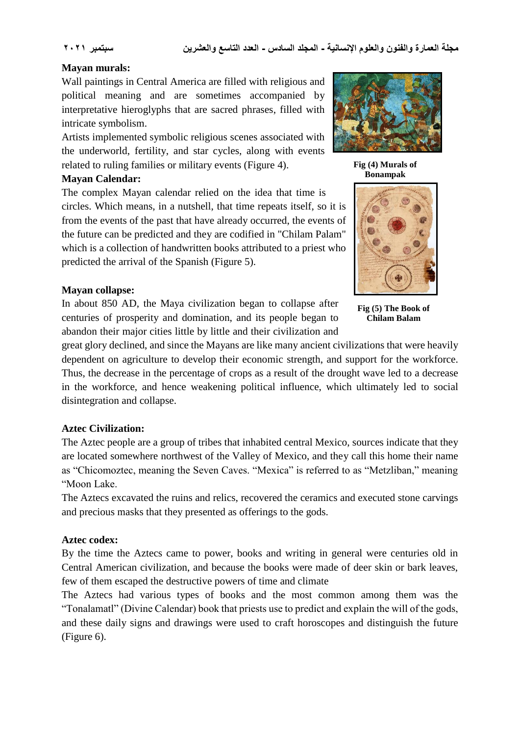**Mayan murals:**

Wall paintings in Central America are filled with religious and political meaning and are sometimes accompanied by interpretative hieroglyphs that are sacred phrases, filled with intricate symbolism.

Artists implemented symbolic religious scenes associated with the underworld, fertility, and star cycles, along with events related to ruling families or military events (Figure 4).

Fig (4) Murals of Bonampak

**Mayan Calendar:**

The complex Mayan calendar relied on the idea that time is circles. Which means, in a nutshell, that time repeats itself, so it is from the events of the past that have already occurred, the events of the future can be predicted and they are codified in "Chilam Palam" which is a collection of handwritten books attributed to a priest who predicted the arrival of the Spanish (Figure 5).

Fig (5) The Book of Chilam Balam

**Mayan collapse:**

In about 850 AD, the Maya civilization began to collapse after centuries of prosperity and domination, and its people began to abandon their major cities little by little and their civilization and great glory declined, and since the Mayans are like many ancient civilizations that were heavily dependent on agriculture to develop their economic strength, and support for the workforce. Thus, the decrease in the percentage of crops as a result of the drought wave led to a decrease in the workforce, and hence weakening political influence, which ultimately led to social disintegration and collapse.

**Aztec Civilization:**

The Aztec people are a group of tribes that inhabited central Mexico, sources indicate that they are located somewhere northwest of the Valley of Mexico, and they call this home their name as "Chicomoztec, meaning the Seven Caves. "Mexica" is referred to as "Metzliban," meaning "Moon Lake.

The Aztecs excavated the ruins and relics, recovered the ceramics and executed stone carvings and precious masks that they presented as offerings to the gods.

**Aztec codex:**

By the time the Aztecs came to power, books and writing in general were centuries old in Central American civilization, and because the books were made of deer skin or bark leaves, few of them escaped the destructive powers of time and climate

The Aztecs had various types of books and the most common among them was the "Tonalamatl" (Divine Calendar) book that priests use to predict and explain the will of the gods, and these daily signs and drawings were used to craft horoscopes and distinguish the future (Figure 6).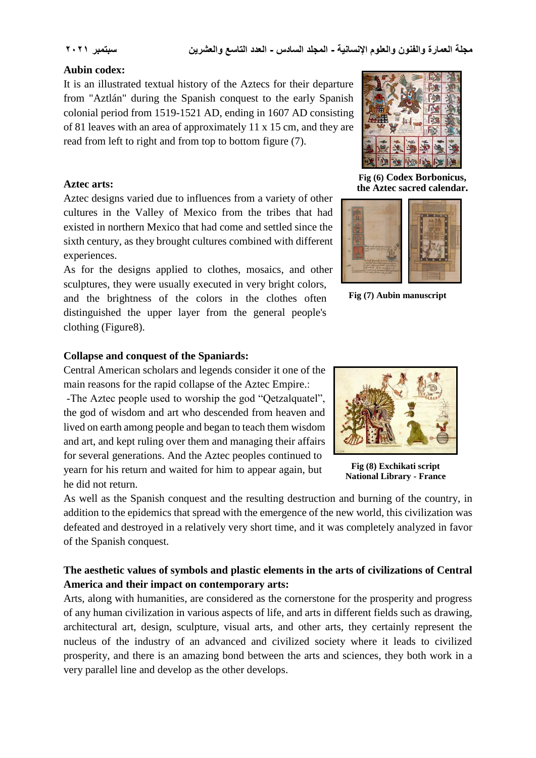### Aubin codex:

It is an illustrated textual history of the Aztecs for their departure from "Aztlán" during the Spanish conquest to the early Spanish colonial period from 1519-1521 AD, ending in 1607 AD consisting of 81 leaves with an area of approximately 11 x 15 cm, and they are read from left to right and from top to bottom figure (7).

**Fig (6) Codex Borbonicus, the Aztec sacred calendar.**

### Aztec arts:

Aztec designs varied due to influences from a variety of other cultures in the Valley of Mexico from the tribes that had existed in northern Mexico that had come and settled since the sixth century, as they brought cultures combined with different experiences.

As for the designs applied to clothes, mosaics, and other sculptures, they were usually executed in very bright colors, and the brightness of the colors in the clothes often distinguished the upper layer from the general people's clothing (Figure8).

**Fig (7) Aubin manuscript**

### Collapse and conquest of the Spaniards:

Central American scholars and legends consider it one of the main reasons for the rapid collapse of the Aztec Empire.:

-The Aztec people used to worship the god "Qetzalquatel", the god of wisdom and art who descended from heaven and lived on earth among people and began to teach them wisdom and art, and kept ruling over them and managing their affairs for several generations. And the Aztec peoples continued to yearn for his return and waited for him to appear again, but he did not return.

**Fig (8) Exchikati script National Library - France**

As well as the Spanish conquest and the resulting destruction and burning of the country, in addition to the epidemics that spread with the emergence of the new world, this civilization was defeated and destroyed in a relatively very short time, and it was completely analyzed in favor of the Spanish conquest.

### The aesthetic values of symbols and plastic elements in the arts of civilizations of Central America and their impact on contemporary arts:

Arts, along with humanities, are considered as the cornerstone for the prosperity and progress of any human civilization in various aspects of life, and arts in different fields such as drawing, architectural art, design, sculpture, visual arts, and other arts, they certainly represent the nucleus of the industry of an advanced and civilized society where it leads to civilized prosperity, and there is an amazing bond between the arts and sciences, they both work in a very parallel line and develop as the other develops.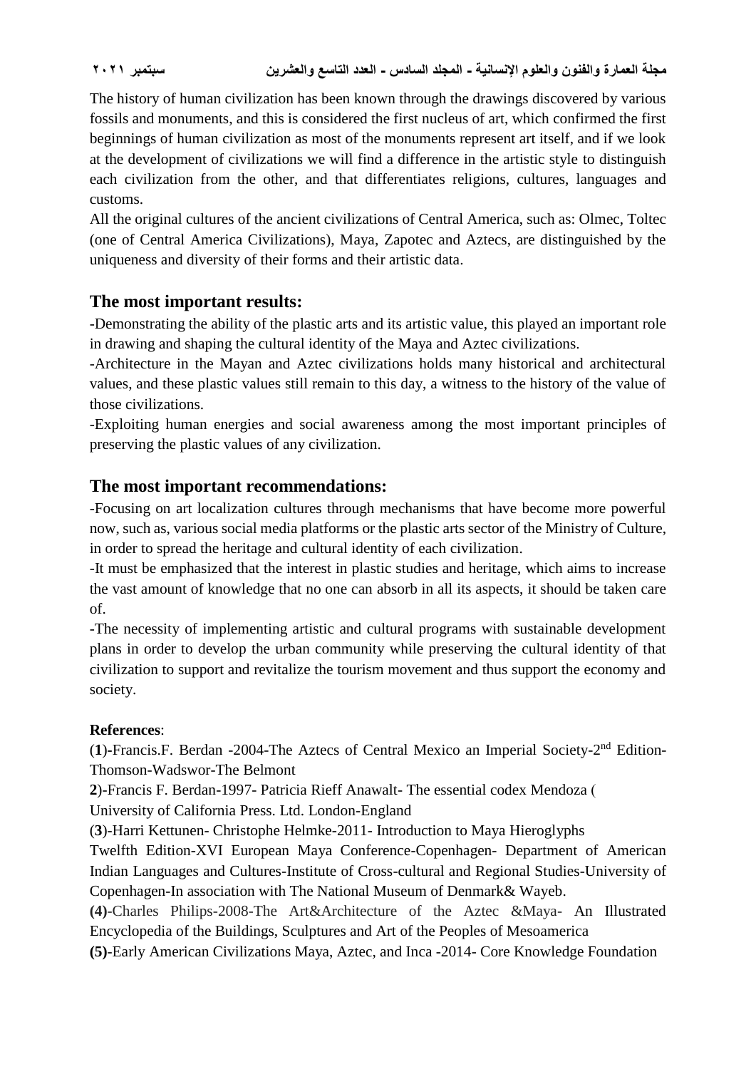The history of human civilization has been known through the drawings discovered by various fossils and monuments, and this is considered the first nucleus of art, which confirmed the first beginnings of human civilization as most of the monuments represent art itself, and if we look at the development of civilizations we will find a difference in the artistic style to distinguish each civilization from the other, and that differentiates religions, cultures, languages and customs.

All the original cultures of the ancient civilizations of Central America, such as: Olmec, Toltec (one of Central America Civilizations), Maya, Zapotec and Aztecs, are distinguished by the uniqueness and diversity of their forms and their artistic data.

## The most important results:

-Demonstrating the ability of the plastic arts and its artistic value, this played an important role in drawing and shaping the cultural identity of the Maya and Aztec civilizations.

-Architecture in the Mayan and Aztec civilizations holds many historical and architectural values, and these plastic values still remain to this day, a witness to the history of the value of those civilizations.

-Exploiting human energies and social awareness among the most important principles of preserving the plastic values of any civilization.

## The most important recommendations:

-Focusing on art localization cultures through mechanisms that have become more powerful now, such as, various social media platforms or the plastic arts sector of the Ministry of Culture, in order to spread the heritage and cultural identity of each civilization.

-It must be emphasized that the interest in plastic studies and heritage, which aims to increase the vast amount of knowledge that no one can absorb in all its aspects, it should be taken care of.

-The necessity of implementing artistic and cultural programs with sustainable development plans in order to develop the urban community while preserving the cultural identity of that civilization to support and revitalize the tourism movement and thus support the economy and society.

**References**:

(**1**)-Francis.F. Berdan -2004-The Aztecs of Central Mexico an Imperial Society-2nd Edition-Thomson-Wadswor-The Belmont

**2**)-Francis F. Berdan-1997- Patricia Rieff Anawalt- The essential codex Mendoza ( University of California Press. Ltd. London-England

(**3**)-Harri Kettunen- Christophe Helmke-2011- Introduction to Maya Hieroglyphs Twelfth Edition-XVI European Maya Conference-Copenhagen- Department of American Indian Languages and Cultures-Institute of Cross-cultural and Regional Studies-University of Copenhagen-In association with The National Museum of Denmark& Wayeb.

**(4)**-Charles Philips-2008-The Art&Architecture of the Aztec &Maya- An Illustrated Encyclopedia of the Buildings, Sculptures and Art of the Peoples of Mesoamerica

**(5)**-Early American Civilizations Maya, Aztec, and Inca -2014- Core Knowledge Foundation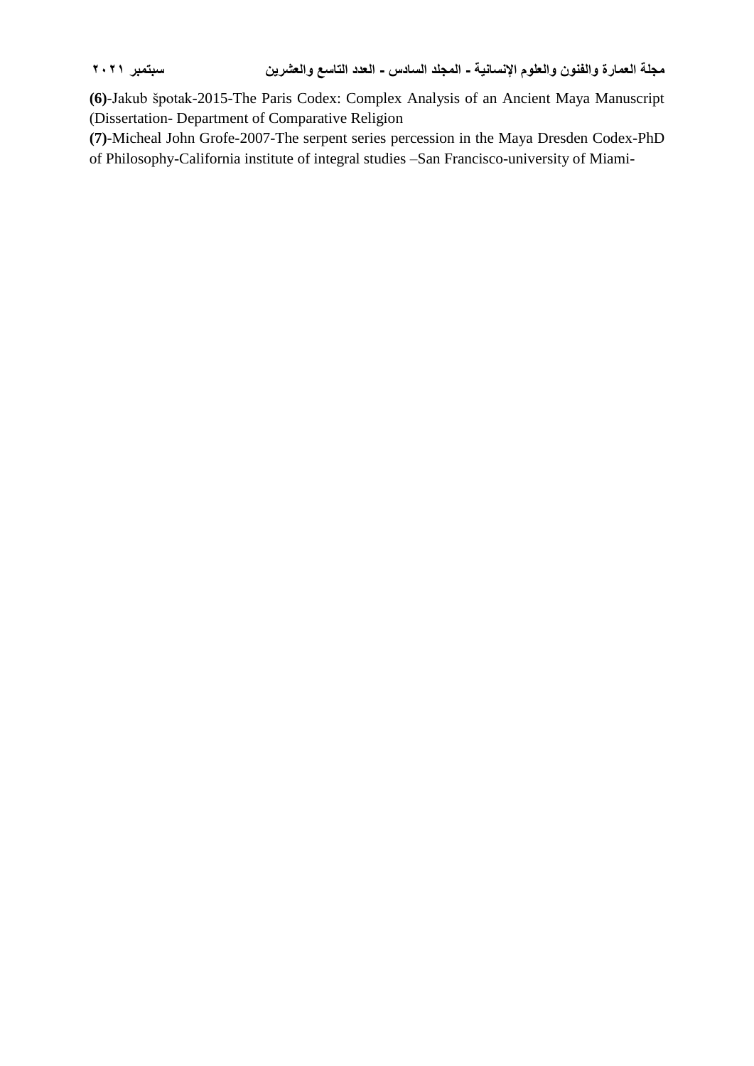**(6)**-Jakub špotak-2015-The Paris Codex: Complex Analysis of an Ancient Maya Manuscript (Dissertation- Department of Comparative Religion

**(7)**-Micheal John Grofe-2007-The serpent series percession in the Maya Dresden Codex-PhD of Philosophy-California institute of integral studies –San Francisco-university of Miami-